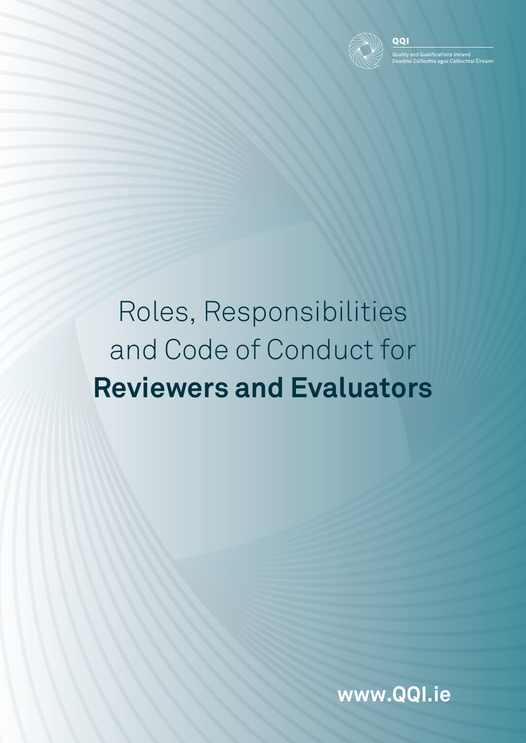QQI

Quality and Qualifications Ireland
Dearbhú Cáilíochta agus Cáilíochtaí Éireann

# Roles, Responsibilities and Code of Conduct for **Reviewers and Evaluators**

**www.QQI.ie**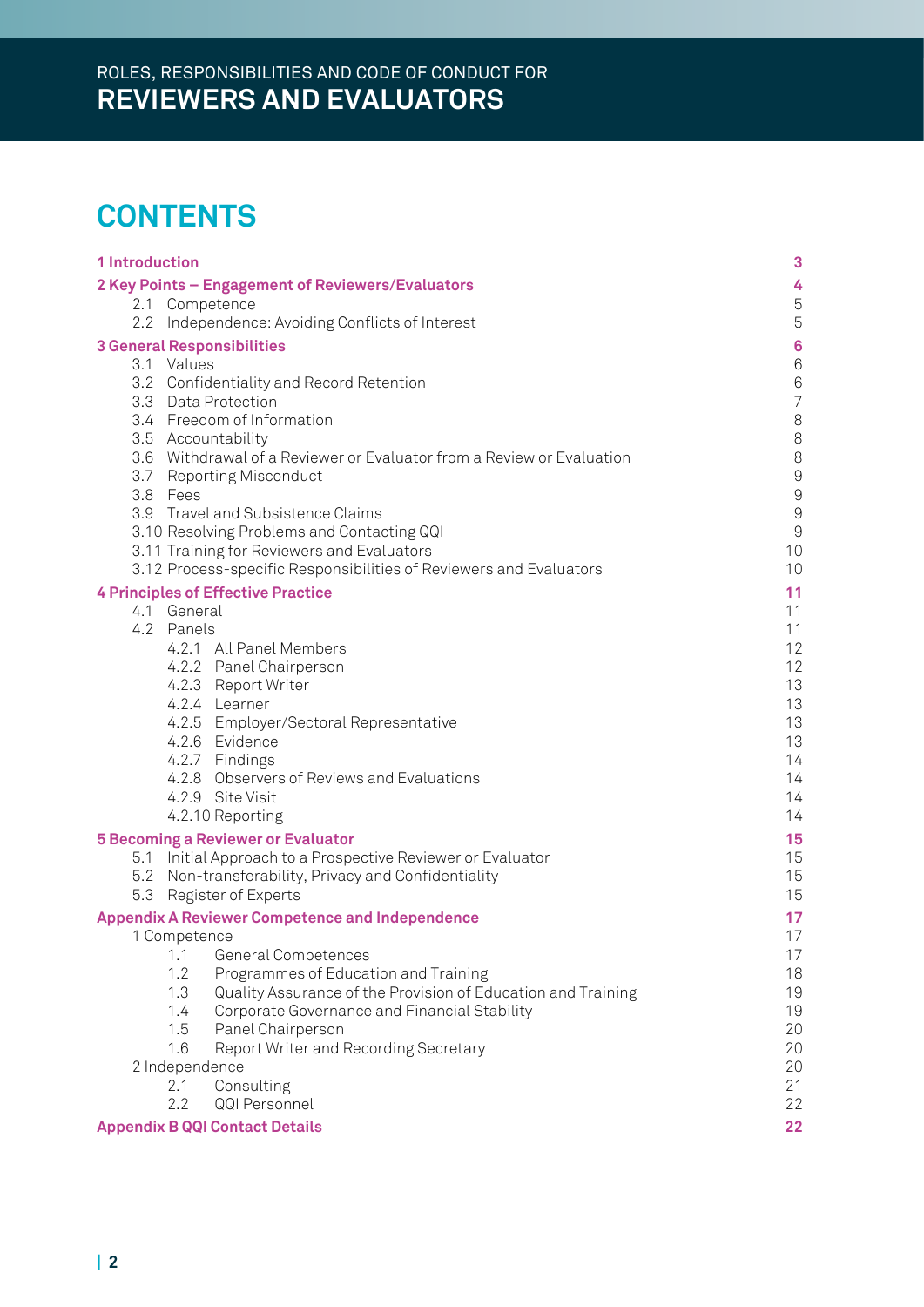# CONTENTS

- **1 Introduction** 3
- **2 Key Points – Engagement of Reviewers/Evaluators** 4
  - 2.1 Competence 5
  - 2.2 Independence: Avoiding Conflicts of Interest 5
- **3 General Responsibilities** 6
  - 3.1 Values 6
  - 3.2 Confidentiality and Record Retention 6
  - 3.3 Data Protection 7
  - 3.4 Freedom of Information 8
  - 3.5 Accountability 8
  - 3.6 Withdrawal of a Reviewer or Evaluator from a Review or Evaluation 8
  - 3.7 Reporting Misconduct 9
  - 3.8 Fees 9
  - 3.9 Travel and Subsistence Claims 9
  - 3.10 Resolving Problems and Contacting QQI 9
  - 3.11 Training for Reviewers and Evaluators 10
  - 3.12 Process-specific Responsibilities of Reviewers and Evaluators 10
- **4 Principles of Effective Practice** 11
  - 4.1 General 11
  - 4.2 Panels 11
    - 4.2.1 All Panel Members 12
    - 4.2.2 Panel Chairperson 12
    - 4.2.3 Report Writer 13
    - 4.2.4 Learner 13
    - 4.2.5 Employer/Sectoral Representative 13
    - 4.2.6 Evidence 13
    - 4.2.7 Findings 14
    - 4.2.8 Observers of Reviews and Evaluations 14
    - 4.2.9 Site Visit 14
    - 4.2.10 Reporting 14
- **5 Becoming a Reviewer or Evaluator** 15
  - 5.1 Initial Approach to a Prospective Reviewer or Evaluator 15
  - 5.2 Non-transferability, Privacy and Confidentiality 15
  - 5.3 Register of Experts 15
- **Appendix A Reviewer Competence and Independence** 17
  - 1 Competence 17
    - 1.1 General Competences 17
    - 1.2 Programmes of Education and Training 18
    - 1.3 Quality Assurance of the Provision of Education and Training 19
    - 1.4 Corporate Governance and Financial Stability 19
    - 1.5 Panel Chairperson 20
    - 1.6 Report Writer and Recording Secretary 20
  - 2 Independence 20
    - 2.1 Consulting 21
    - 2.2 QQI Personnel 22
- **Appendix B QQI Contact Details** 22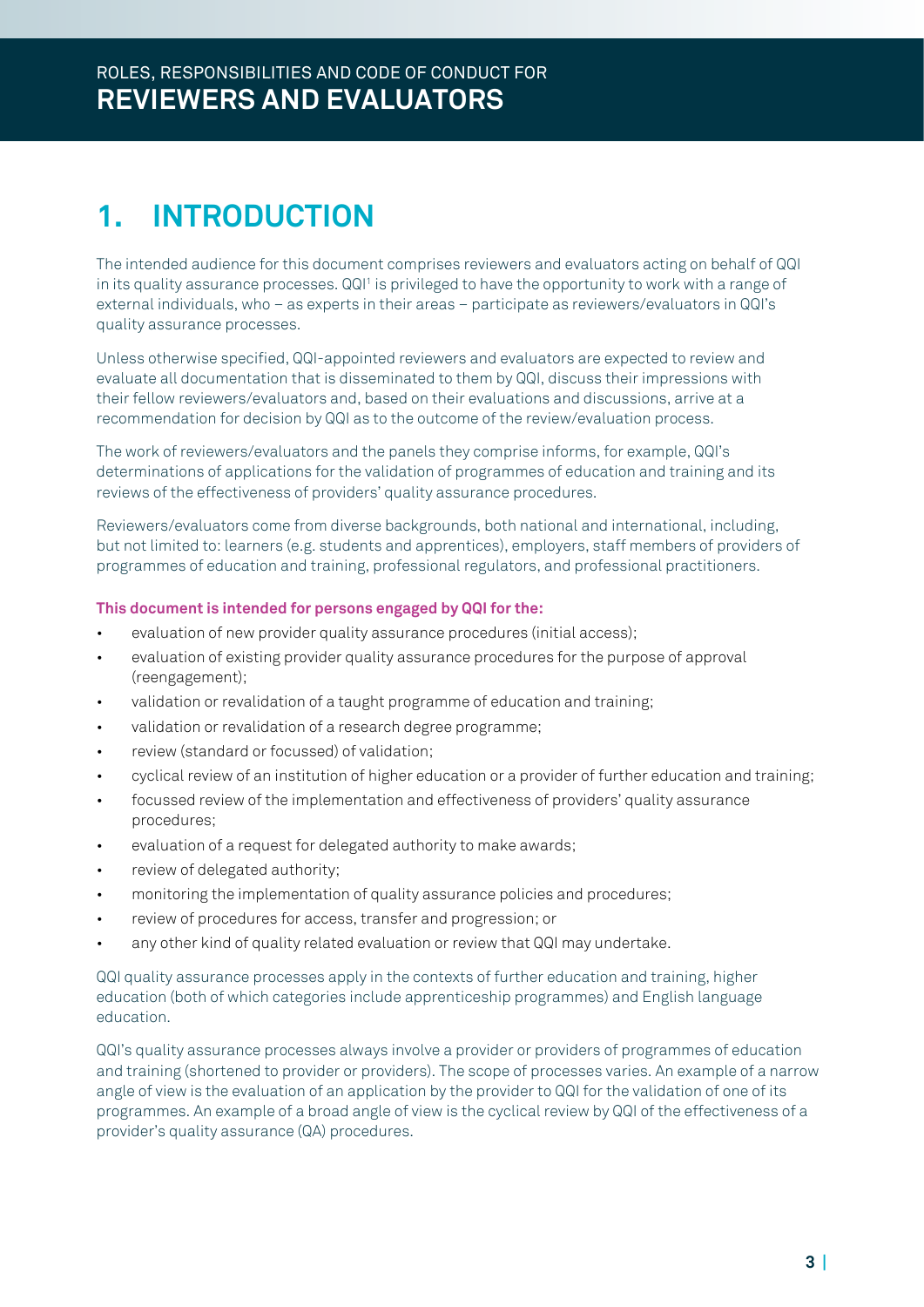# 1. INTRODUCTION

The intended audience for this document comprises reviewers and evaluators acting on behalf of QQI in its quality assurance processes. QQI[1] is privileged to have the opportunity to work with a range of external individuals, who – as experts in their areas – participate as reviewers/evaluators in QQI's quality assurance processes.

Unless otherwise specified, QQI-appointed reviewers and evaluators are expected to review and evaluate all documentation that is disseminated to them by QQI, discuss their impressions with their fellow reviewers/evaluators and, based on their evaluations and discussions, arrive at a recommendation for decision by QQI as to the outcome of the review/evaluation process.

The work of reviewers/evaluators and the panels they comprise informs, for example, QQI's determinations of applications for the validation of programmes of education and training and its reviews of the effectiveness of providers' quality assurance procedures.

Reviewers/evaluators come from diverse backgrounds, both national and international, including, but not limited to: learners (e.g. students and apprentices), employers, staff members of providers of programmes of education and training, professional regulators, and professional practitioners.

**This document is intended for persons engaged by QQI for the:**

- evaluation of new provider quality assurance procedures (initial access);
- evaluation of existing provider quality assurance procedures for the purpose of approval (reengagement);
- validation or revalidation of a taught programme of education and training;
- validation or revalidation of a research degree programme;
- review (standard or focussed) of validation;
- cyclical review of an institution of higher education or a provider of further education and training;
- focussed review of the implementation and effectiveness of providers' quality assurance procedures;
- evaluation of a request for delegated authority to make awards;
- review of delegated authority;
- monitoring the implementation of quality assurance policies and procedures;
- review of procedures for access, transfer and progression; or
- any other kind of quality related evaluation or review that QQI may undertake.

QQI quality assurance processes apply in the contexts of further education and training, higher education (both of which categories include apprenticeship programmes) and English language education.

QQI's quality assurance processes always involve a provider or providers of programmes of education and training (shortened to provider or providers). The scope of processes varies. An example of a narrow angle of view is the evaluation of an application by the provider to QQI for the validation of one of its programmes. An example of a broad angle of view is the cyclical review by QQI of the effectiveness of a provider's quality assurance (QA) procedures.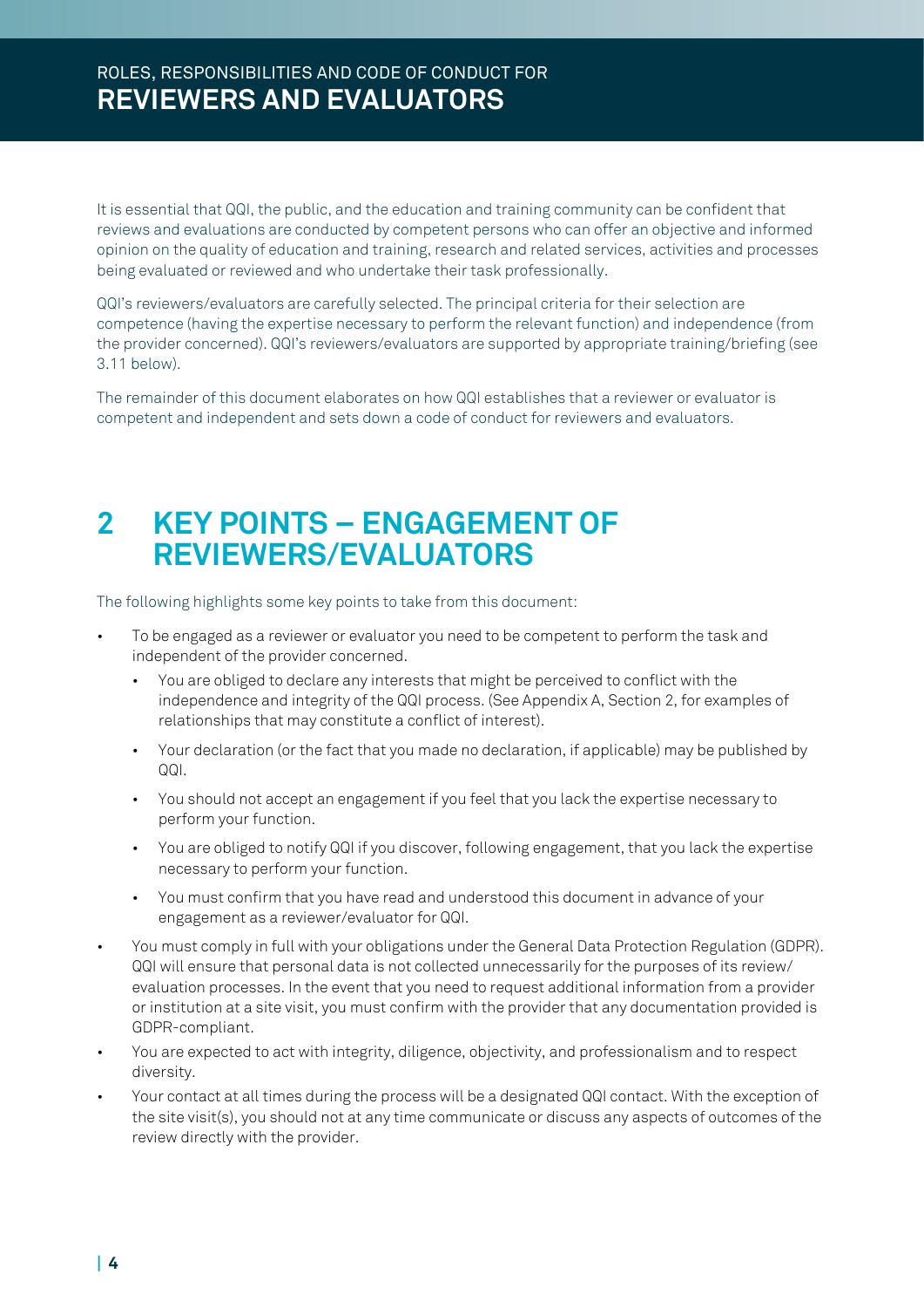It is essential that QQI, the public, and the education and training community can be confident that reviews and evaluations are conducted by competent persons who can offer an objective and informed opinion on the quality of education and training, research and related services, activities and processes being evaluated or reviewed and who undertake their task professionally.

QQI's reviewers/evaluators are carefully selected. The principal criteria for their selection are competence (having the expertise necessary to perform the relevant function) and independence (from the provider concerned). QQI's reviewers/evaluators are supported by appropriate training/briefing (see 3.11 below).

The remainder of this document elaborates on how QQI establishes that a reviewer or evaluator is competent and independent and sets down a code of conduct for reviewers and evaluators.

# 2 KEY POINTS – ENGAGEMENT OF REVIEWERS/EVALUATORS

The following highlights some key points to take from this document:

- To be engaged as a reviewer or evaluator you need to be competent to perform the task and independent of the provider concerned.
  - You are obliged to declare any interests that might be perceived to conflict with the independence and integrity of the QQI process. (See Appendix A, Section 2, for examples of relationships that may constitute a conflict of interest).
  - Your declaration (or the fact that you made no declaration, if applicable) may be published by QQI.
  - You should not accept an engagement if you feel that you lack the expertise necessary to perform your function.
  - You are obliged to notify QQI if you discover, following engagement, that you lack the expertise necessary to perform your function.
  - You must confirm that you have read and understood this document in advance of your engagement as a reviewer/evaluator for QQI.
- You must comply in full with your obligations under the General Data Protection Regulation (GDPR). QQI will ensure that personal data is not collected unnecessarily for the purposes of its review/evaluation processes. In the event that you need to request additional information from a provider or institution at a site visit, you must confirm with the provider that any documentation provided is GDPR-compliant.
- You are expected to act with integrity, diligence, objectivity, and professionalism and to respect diversity.
- Your contact at all times during the process will be a designated QQI contact. With the exception of the site visit(s), you should not at any time communicate or discuss any aspects of outcomes of the review directly with the provider.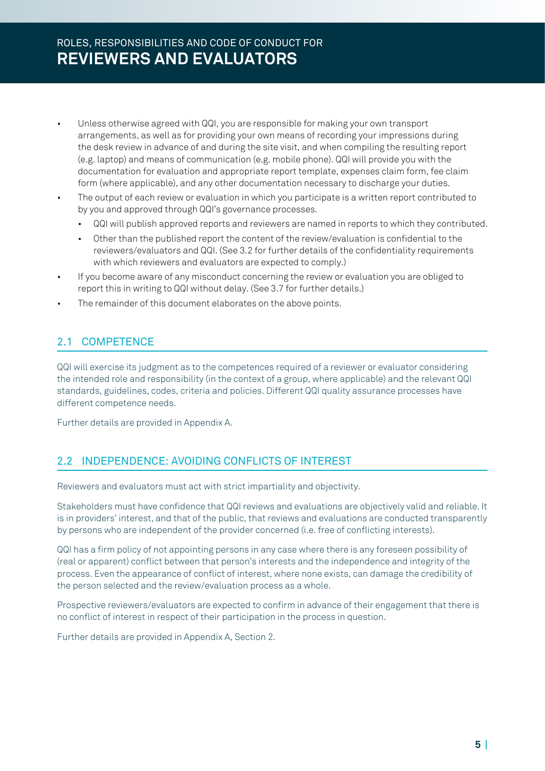- Unless otherwise agreed with QQI, you are responsible for making your own transport arrangements, as well as for providing your own means of recording your impressions during the desk review in advance of and during the site visit, and when compiling the resulting report (e.g. laptop) and means of communication (e.g. mobile phone). QQI will provide you with the documentation for evaluation and appropriate report template, expenses claim form, fee claim form (where applicable), and any other documentation necessary to discharge your duties.
- The output of each review or evaluation in which you participate is a written report contributed to by you and approved through QQI's governance processes.
  - QQI will publish approved reports and reviewers are named in reports to which they contributed.
  - Other than the published report the content of the review/evaluation is confidential to the reviewers/evaluators and QQI. (See 3.2 for further details of the confidentiality requirements with which reviewers and evaluators are expected to comply.)
- If you become aware of any misconduct concerning the review or evaluation you are obliged to report this in writing to QQI without delay. (See 3.7 for further details.)
- The remainder of this document elaborates on the above points.

## 2.1 COMPETENCE

QQI will exercise its judgment as to the competences required of a reviewer or evaluator considering the intended role and responsibility (in the context of a group, where applicable) and the relevant QQI standards, guidelines, codes, criteria and policies. Different QQI quality assurance processes have different competence needs.

Further details are provided in Appendix A.

## 2.2 INDEPENDENCE: AVOIDING CONFLICTS OF INTEREST

Reviewers and evaluators must act with strict impartiality and objectivity.

Stakeholders must have confidence that QQI reviews and evaluations are objectively valid and reliable. It is in providers' interest, and that of the public, that reviews and evaluations are conducted transparently by persons who are independent of the provider concerned (i.e. free of conflicting interests).

QQI has a firm policy of not appointing persons in any case where there is any foreseen possibility of (real or apparent) conflict between that person's interests and the independence and integrity of the process. Even the appearance of conflict of interest, where none exists, can damage the credibility of the person selected and the review/evaluation process as a whole.

Prospective reviewers/evaluators are expected to confirm in advance of their engagement that there is no conflict of interest in respect of their participation in the process in question.

Further details are provided in Appendix A, Section 2.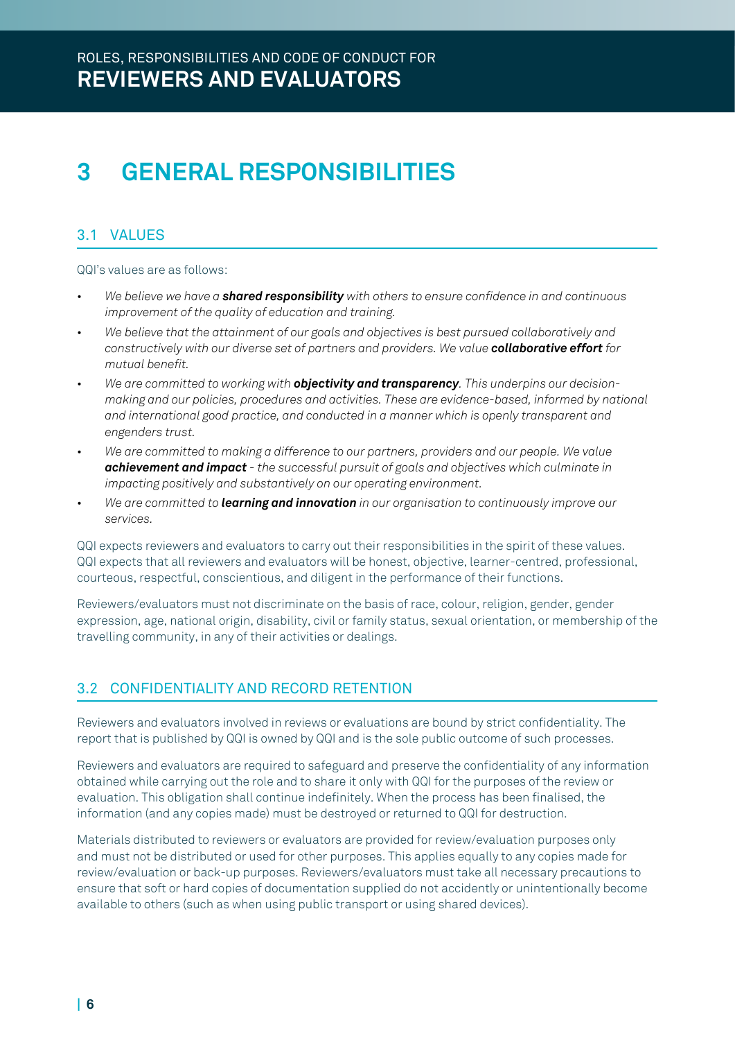# 3 GENERAL RESPONSIBILITIES

## 3.1 VALUES

QQI's values are as follows:

- *We believe we have a **shared responsibility** with others to ensure confidence in and continuous improvement of the quality of education and training.*
- *We believe that the attainment of our goals and objectives is best pursued collaboratively and constructively with our diverse set of partners and providers. We value **collaborative effort** for mutual benefit.*
- *We are committed to working with **objectivity and transparency**. This underpins our decision-making and our policies, procedures and activities. These are evidence-based, informed by national and international good practice, and conducted in a manner which is openly transparent and engenders trust.*
- *We are committed to making a difference to our partners, providers and our people. We value **achievement and impact** - the successful pursuit of goals and objectives which culminate in impacting positively and substantively on our operating environment.*
- *We are committed to **learning and innovation** in our organisation to continuously improve our services.*

QQI expects reviewers and evaluators to carry out their responsibilities in the spirit of these values. QQI expects that all reviewers and evaluators will be honest, objective, learner-centred, professional, courteous, respectful, conscientious, and diligent in the performance of their functions.

Reviewers/evaluators must not discriminate on the basis of race, colour, religion, gender, gender expression, age, national origin, disability, civil or family status, sexual orientation, or membership of the travelling community, in any of their activities or dealings.

## 3.2 CONFIDENTIALITY AND RECORD RETENTION

Reviewers and evaluators involved in reviews or evaluations are bound by strict confidentiality. The report that is published by QQI is owned by QQI and is the sole public outcome of such processes.

Reviewers and evaluators are required to safeguard and preserve the confidentiality of any information obtained while carrying out the role and to share it only with QQI for the purposes of the review or evaluation. This obligation shall continue indefinitely. When the process has been finalised, the information (and any copies made) must be destroyed or returned to QQI for destruction.

Materials distributed to reviewers or evaluators are provided for review/evaluation purposes only and must not be distributed or used for other purposes. This applies equally to any copies made for review/evaluation or back-up purposes. Reviewers/evaluators must take all necessary precautions to ensure that soft or hard copies of documentation supplied do not accidently or unintentionally become available to others (such as when using public transport or using shared devices).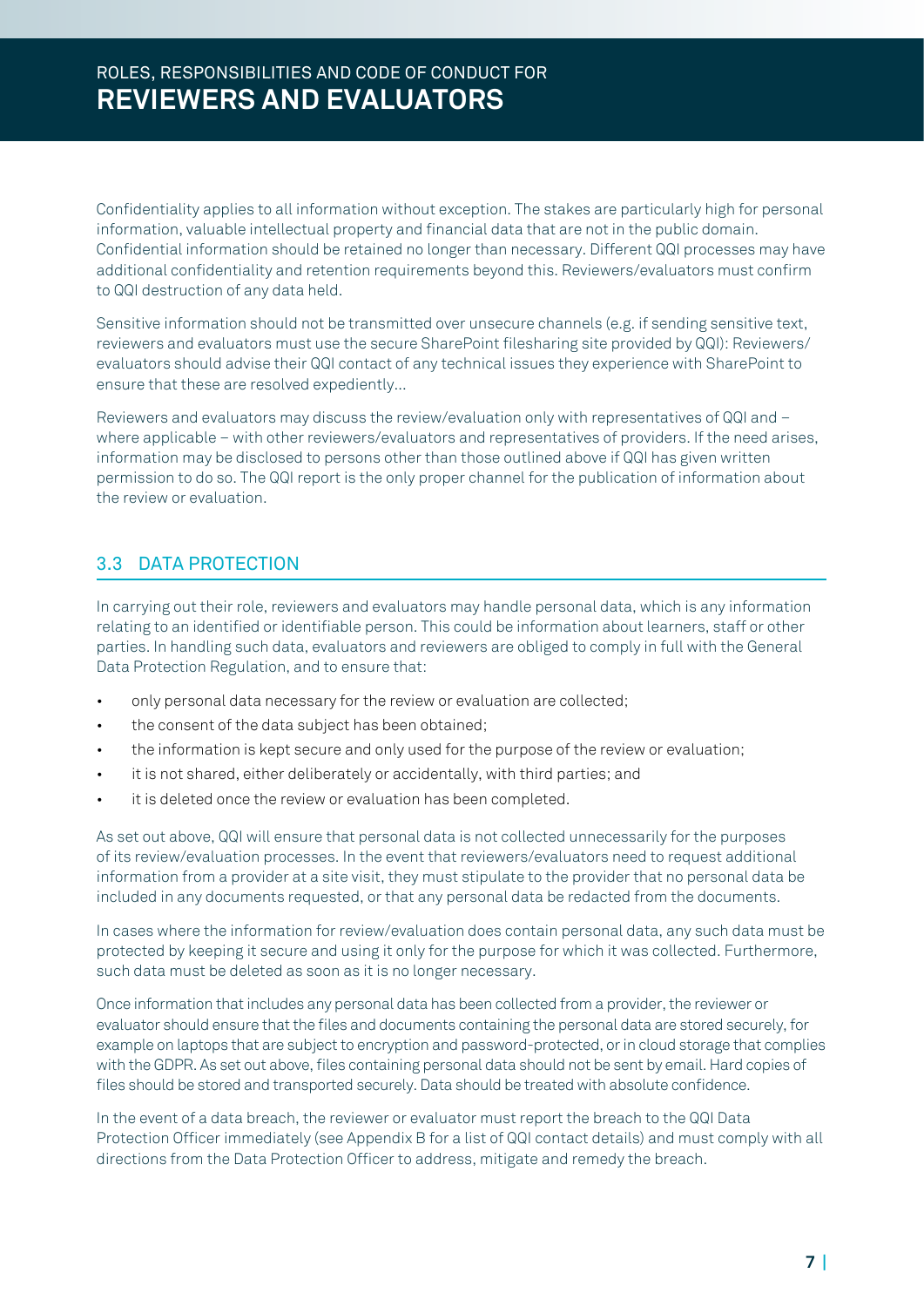Confidentiality applies to all information without exception. The stakes are particularly high for personal information, valuable intellectual property and financial data that are not in the public domain. Confidential information should be retained no longer than necessary. Different QQI processes may have additional confidentiality and retention requirements beyond this. Reviewers/evaluators must confirm to QQI destruction of any data held.

Sensitive information should not be transmitted over unsecure channels (e.g. if sending sensitive text, reviewers and evaluators must use the secure SharePoint filesharing site provided by QQI): Reviewers/evaluators should advise their QQI contact of any technical issues they experience with SharePoint to ensure that these are resolved expediently...

Reviewers and evaluators may discuss the review/evaluation only with representatives of QQI and – where applicable – with other reviewers/evaluators and representatives of providers. If the need arises, information may be disclosed to persons other than those outlined above if QQI has given written permission to do so. The QQI report is the only proper channel for the publication of information about the review or evaluation.

## 3.3 DATA PROTECTION

In carrying out their role, reviewers and evaluators may handle personal data, which is any information relating to an identified or identifiable person. This could be information about learners, staff or other parties. In handling such data, evaluators and reviewers are obliged to comply in full with the General Data Protection Regulation, and to ensure that:

- only personal data necessary for the review or evaluation are collected;
- the consent of the data subject has been obtained;
- the information is kept secure and only used for the purpose of the review or evaluation;
- it is not shared, either deliberately or accidentally, with third parties; and
- it is deleted once the review or evaluation has been completed.

As set out above, QQI will ensure that personal data is not collected unnecessarily for the purposes of its review/evaluation processes. In the event that reviewers/evaluators need to request additional information from a provider at a site visit, they must stipulate to the provider that no personal data be included in any documents requested, or that any personal data be redacted from the documents.

In cases where the information for review/evaluation does contain personal data, any such data must be protected by keeping it secure and using it only for the purpose for which it was collected. Furthermore, such data must be deleted as soon as it is no longer necessary.

Once information that includes any personal data has been collected from a provider, the reviewer or evaluator should ensure that the files and documents containing the personal data are stored securely, for example on laptops that are subject to encryption and password-protected, or in cloud storage that complies with the GDPR. As set out above, files containing personal data should not be sent by email. Hard copies of files should be stored and transported securely. Data should be treated with absolute confidence.

In the event of a data breach, the reviewer or evaluator must report the breach to the QQI Data Protection Officer immediately (see Appendix B for a list of QQI contact details) and must comply with all directions from the Data Protection Officer to address, mitigate and remedy the breach.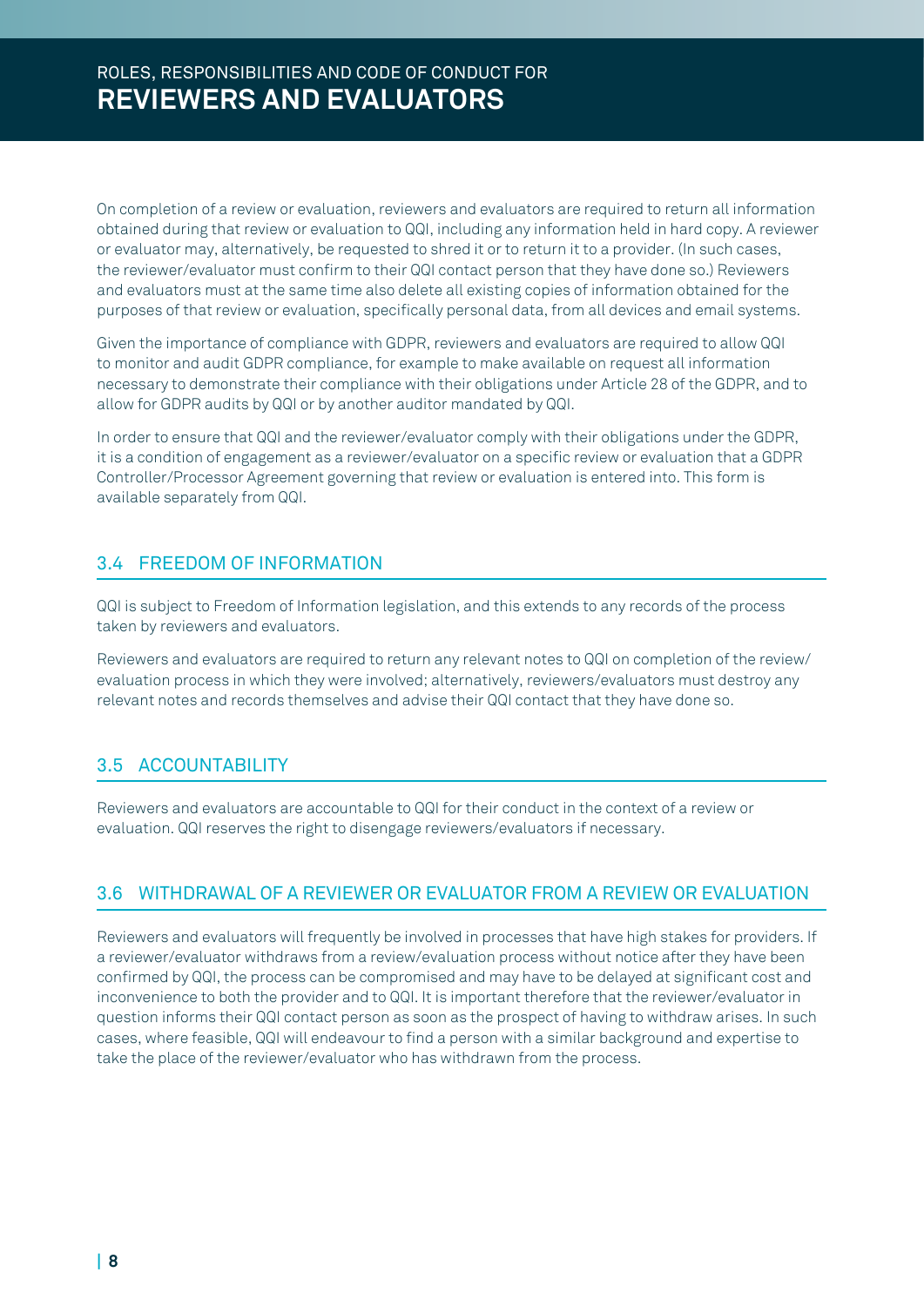On completion of a review or evaluation, reviewers and evaluators are required to return all information obtained during that review or evaluation to QQI, including any information held in hard copy. A reviewer or evaluator may, alternatively, be requested to shred it or to return it to a provider. (In such cases, the reviewer/evaluator must confirm to their QQI contact person that they have done so.) Reviewers and evaluators must at the same time also delete all existing copies of information obtained for the purposes of that review or evaluation, specifically personal data, from all devices and email systems.

Given the importance of compliance with GDPR, reviewers and evaluators are required to allow QQI to monitor and audit GDPR compliance, for example to make available on request all information necessary to demonstrate their compliance with their obligations under Article 28 of the GDPR, and to allow for GDPR audits by QQI or by another auditor mandated by QQI.

In order to ensure that QQI and the reviewer/evaluator comply with their obligations under the GDPR, it is a condition of engagement as a reviewer/evaluator on a specific review or evaluation that a GDPR Controller/Processor Agreement governing that review or evaluation is entered into. This form is available separately from QQI.

## 3.4 FREEDOM OF INFORMATION

QQI is subject to Freedom of Information legislation, and this extends to any records of the process taken by reviewers and evaluators.

Reviewers and evaluators are required to return any relevant notes to QQI on completion of the review/evaluation process in which they were involved; alternatively, reviewers/evaluators must destroy any relevant notes and records themselves and advise their QQI contact that they have done so.

## 3.5 ACCOUNTABILITY

Reviewers and evaluators are accountable to QQI for their conduct in the context of a review or evaluation. QQI reserves the right to disengage reviewers/evaluators if necessary.

## 3.6 WITHDRAWAL OF A REVIEWER OR EVALUATOR FROM A REVIEW OR EVALUATION

Reviewers and evaluators will frequently be involved in processes that have high stakes for providers. If a reviewer/evaluator withdraws from a review/evaluation process without notice after they have been confirmed by QQI, the process can be compromised and may have to be delayed at significant cost and inconvenience to both the provider and to QQI. It is important therefore that the reviewer/evaluator in question informs their QQI contact person as soon as the prospect of having to withdraw arises. In such cases, where feasible, QQI will endeavour to find a person with a similar background and expertise to take the place of the reviewer/evaluator who has withdrawn from the process.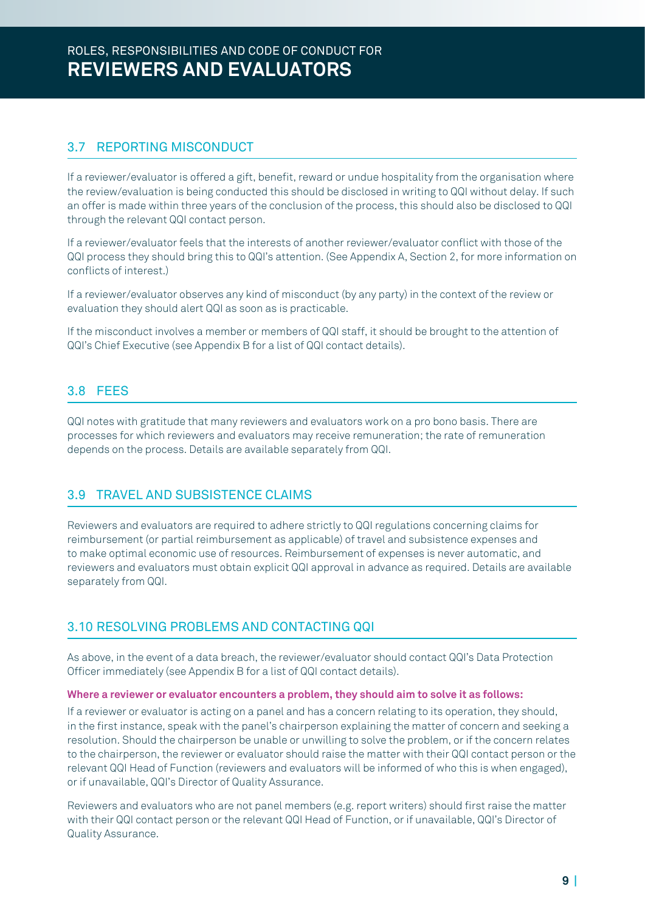## 3.7 REPORTING MISCONDUCT

If a reviewer/evaluator is offered a gift, benefit, reward or undue hospitality from the organisation where the review/evaluation is being conducted this should be disclosed in writing to QQI without delay. If such an offer is made within three years of the conclusion of the process, this should also be disclosed to QQI through the relevant QQI contact person.

If a reviewer/evaluator feels that the interests of another reviewer/evaluator conflict with those of the QQI process they should bring this to QQI's attention. (See Appendix A, Section 2, for more information on conflicts of interest.)

If a reviewer/evaluator observes any kind of misconduct (by any party) in the context of the review or evaluation they should alert QQI as soon as is practicable.

If the misconduct involves a member or members of QQI staff, it should be brought to the attention of QQI's Chief Executive (see Appendix B for a list of QQI contact details).

## 3.8 FEES

QQI notes with gratitude that many reviewers and evaluators work on a pro bono basis. There are processes for which reviewers and evaluators may receive remuneration; the rate of remuneration depends on the process. Details are available separately from QQI.

## 3.9 TRAVEL AND SUBSISTENCE CLAIMS

Reviewers and evaluators are required to adhere strictly to QQI regulations concerning claims for reimbursement (or partial reimbursement as applicable) of travel and subsistence expenses and to make optimal economic use of resources. Reimbursement of expenses is never automatic, and reviewers and evaluators must obtain explicit QQI approval in advance as required. Details are available separately from QQI.

## 3.10 RESOLVING PROBLEMS AND CONTACTING QQI

As above, in the event of a data breach, the reviewer/evaluator should contact QQI's Data Protection Officer immediately (see Appendix B for a list of QQI contact details).

**Where a reviewer or evaluator encounters a problem, they should aim to solve it as follows:**

If a reviewer or evaluator is acting on a panel and has a concern relating to its operation, they should, in the first instance, speak with the panel's chairperson explaining the matter of concern and seeking a resolution. Should the chairperson be unable or unwilling to solve the problem, or if the concern relates to the chairperson, the reviewer or evaluator should raise the matter with their QQI contact person or the relevant QQI Head of Function (reviewers and evaluators will be informed of who this is when engaged), or if unavailable, QQI's Director of Quality Assurance.

Reviewers and evaluators who are not panel members (e.g. report writers) should first raise the matter with their QQI contact person or the relevant QQI Head of Function, or if unavailable, QQI's Director of Quality Assurance.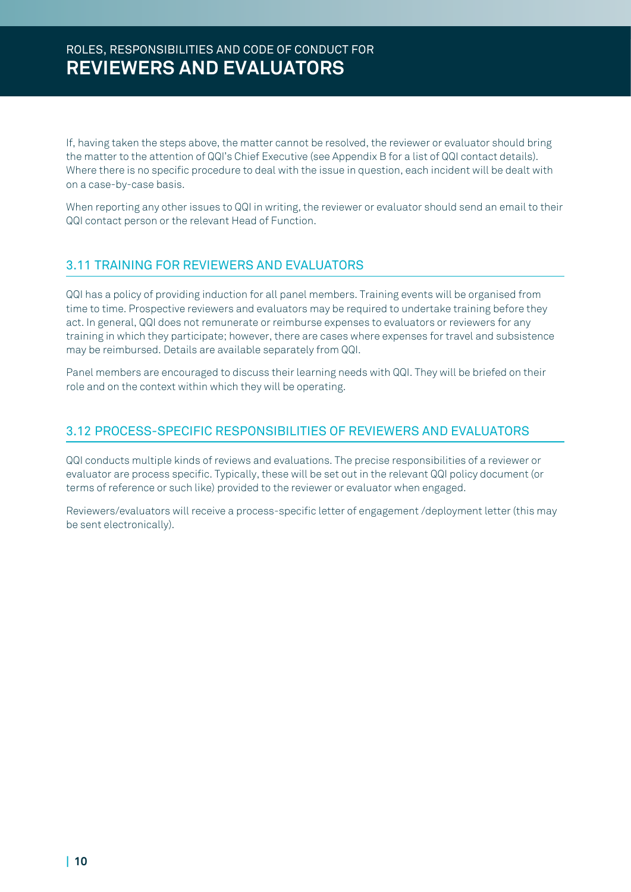If, having taken the steps above, the matter cannot be resolved, the reviewer or evaluator should bring the matter to the attention of QQI's Chief Executive (see Appendix B for a list of QQI contact details). Where there is no specific procedure to deal with the issue in question, each incident will be dealt with on a case-by-case basis.

When reporting any other issues to QQI in writing, the reviewer or evaluator should send an email to their QQI contact person or the relevant Head of Function.

## 3.11 TRAINING FOR REVIEWERS AND EVALUATORS

QQI has a policy of providing induction for all panel members. Training events will be organised from time to time. Prospective reviewers and evaluators may be required to undertake training before they act. In general, QQI does not remunerate or reimburse expenses to evaluators or reviewers for any training in which they participate; however, there are cases where expenses for travel and subsistence may be reimbursed. Details are available separately from QQI.

Panel members are encouraged to discuss their learning needs with QQI. They will be briefed on their role and on the context within which they will be operating.

## 3.12 PROCESS-SPECIFIC RESPONSIBILITIES OF REVIEWERS AND EVALUATORS

QQI conducts multiple kinds of reviews and evaluations. The precise responsibilities of a reviewer or evaluator are process specific. Typically, these will be set out in the relevant QQI policy document (or terms of reference or such like) provided to the reviewer or evaluator when engaged.

Reviewers/evaluators will receive a process-specific letter of engagement /deployment letter (this may be sent electronically).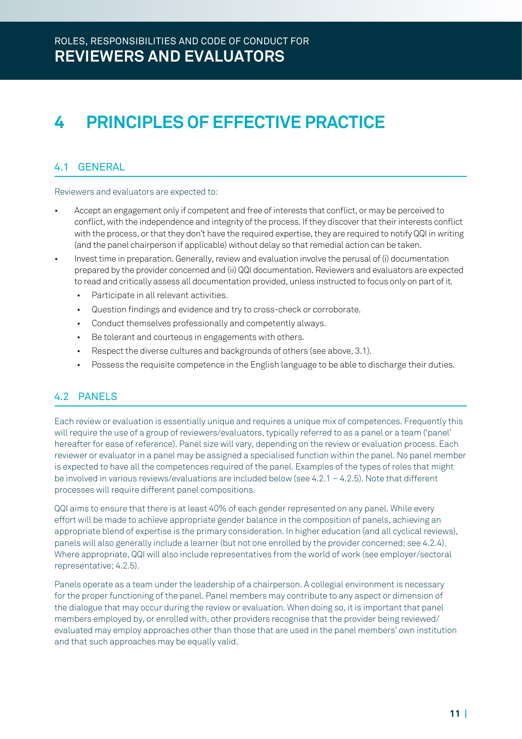# 4 PRINCIPLES OF EFFECTIVE PRACTICE

## 4.1 GENERAL

Reviewers and evaluators are expected to:

- Accept an engagement only if competent and free of interests that conflict, or may be perceived to conflict, with the independence and integrity of the process. If they discover that their interests conflict with the process, or that they don't have the required expertise, they are required to notify QQI in writing (and the panel chairperson if applicable) without delay so that remedial action can be taken.
- Invest time in preparation. Generally, review and evaluation involve the perusal of (i) documentation prepared by the provider concerned and (ii) QQI documentation. Reviewers and evaluators are expected to read and critically assess all documentation provided, unless instructed to focus only on part of it.
  - Participate in all relevant activities.
  - Question findings and evidence and try to cross-check or corroborate.
  - Conduct themselves professionally and competently always.
  - Be tolerant and courteous in engagements with others.
  - Respect the diverse cultures and backgrounds of others (see above, 3.1).
  - Possess the requisite competence in the English language to be able to discharge their duties.

## 4.2 PANELS

Each review or evaluation is essentially unique and requires a unique mix of competences. Frequently this will require the use of a group of reviewers/evaluators, typically referred to as a panel or a team ('panel' hereafter for ease of reference). Panel size will vary, depending on the review or evaluation process. Each reviewer or evaluator in a panel may be assigned a specialised function within the panel. No panel member is expected to have all the competences required of the panel. Examples of the types of roles that might be involved in various reviews/evaluations are included below (see 4.2.1 – 4.2.5). Note that different processes will require different panel compositions.

QQI aims to ensure that there is at least 40% of each gender represented on any panel. While every effort will be made to achieve appropriate gender balance in the composition of panels, achieving an appropriate blend of expertise is the primary consideration. In higher education (and all cyclical reviews), panels will also generally include a learner (but not one enrolled by the provider concerned; see 4.2.4). Where appropriate, QQI will also include representatives from the world of work (see employer/sectoral representative; 4.2.5).

Panels operate as a team under the leadership of a chairperson. A collegial environment is necessary for the proper functioning of the panel. Panel members may contribute to any aspect or dimension of the dialogue that may occur during the review or evaluation. When doing so, it is important that panel members employed by, or enrolled with, other providers recognise that the provider being reviewed/evaluated may employ approaches other than those that are used in the panel members' own institution and that such approaches may be equally valid.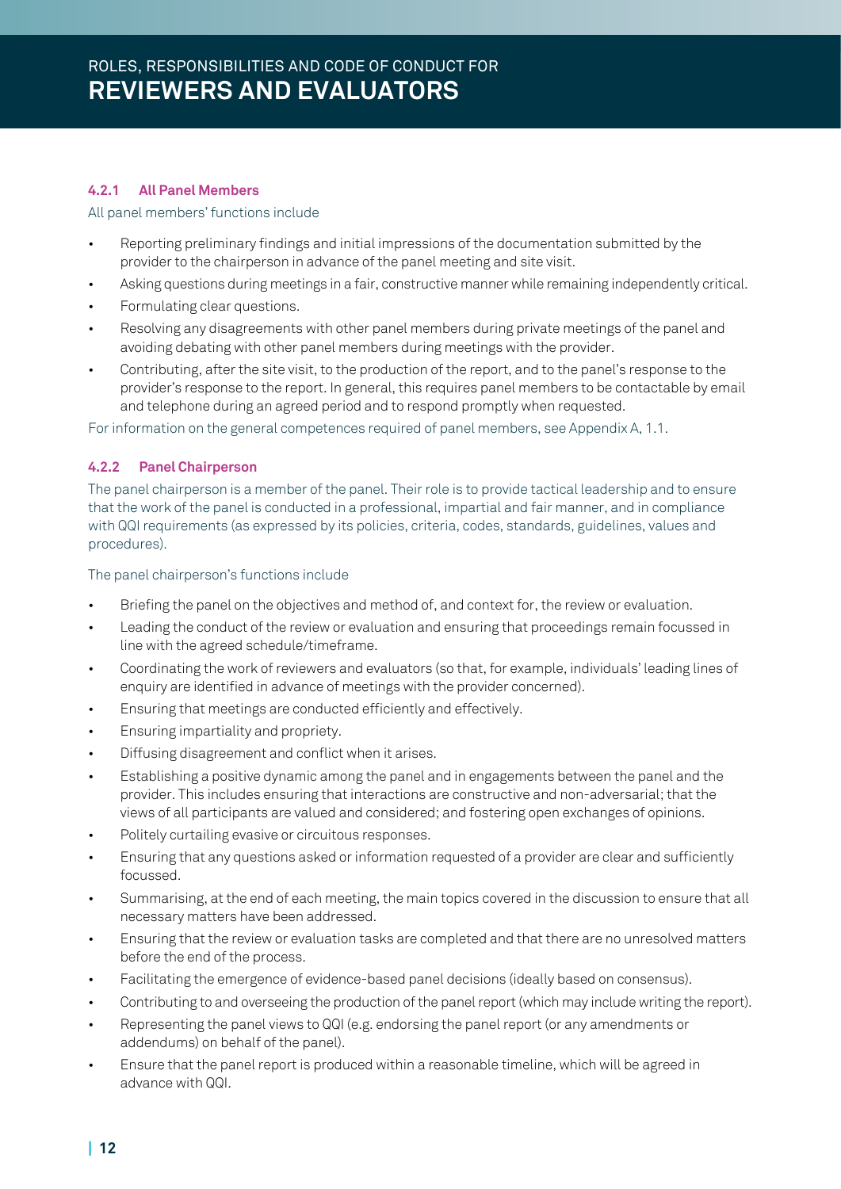#### 4.2.1 All Panel Members

All panel members' functions include

- Reporting preliminary findings and initial impressions of the documentation submitted by the provider to the chairperson in advance of the panel meeting and site visit.
- Asking questions during meetings in a fair, constructive manner while remaining independently critical.
- Formulating clear questions.
- Resolving any disagreements with other panel members during private meetings of the panel and avoiding debating with other panel members during meetings with the provider.
- Contributing, after the site visit, to the production of the report, and to the panel's response to the provider's response to the report. In general, this requires panel members to be contactable by email and telephone during an agreed period and to respond promptly when requested.

For information on the general competences required of panel members, see Appendix A, 1.1.

#### 4.2.2 Panel Chairperson

The panel chairperson is a member of the panel. Their role is to provide tactical leadership and to ensure that the work of the panel is conducted in a professional, impartial and fair manner, and in compliance with QQI requirements (as expressed by its policies, criteria, codes, standards, guidelines, values and procedures).

The panel chairperson's functions include

- Briefing the panel on the objectives and method of, and context for, the review or evaluation.
- Leading the conduct of the review or evaluation and ensuring that proceedings remain focussed in line with the agreed schedule/timeframe.
- Coordinating the work of reviewers and evaluators (so that, for example, individuals' leading lines of enquiry are identified in advance of meetings with the provider concerned).
- Ensuring that meetings are conducted efficiently and effectively.
- Ensuring impartiality and propriety.
- Diffusing disagreement and conflict when it arises.
- Establishing a positive dynamic among the panel and in engagements between the panel and the provider. This includes ensuring that interactions are constructive and non-adversarial; that the views of all participants are valued and considered; and fostering open exchanges of opinions.
- Politely curtailing evasive or circuitous responses.
- Ensuring that any questions asked or information requested of a provider are clear and sufficiently focussed.
- Summarising, at the end of each meeting, the main topics covered in the discussion to ensure that all necessary matters have been addressed.
- Ensuring that the review or evaluation tasks are completed and that there are no unresolved matters before the end of the process.
- Facilitating the emergence of evidence-based panel decisions (ideally based on consensus).
- Contributing to and overseeing the production of the panel report (which may include writing the report).
- Representing the panel views to QQI (e.g. endorsing the panel report (or any amendments or addendums) on behalf of the panel).
- Ensure that the panel report is produced within a reasonable timeline, which will be agreed in advance with QQI.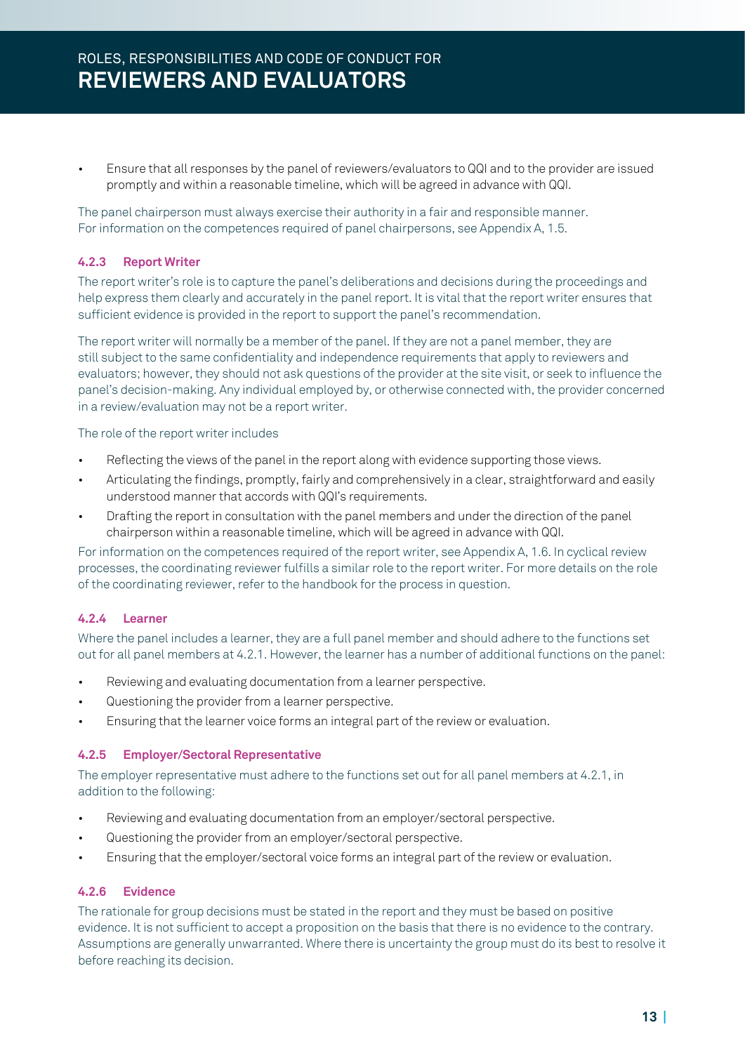- Ensure that all responses by the panel of reviewers/evaluators to QQI and to the provider are issued promptly and within a reasonable timeline, which will be agreed in advance with QQI.

The panel chairperson must always exercise their authority in a fair and responsible manner. For information on the competences required of panel chairpersons, see Appendix A, 1.5.

### 4.2.3 Report Writer

The report writer's role is to capture the panel's deliberations and decisions during the proceedings and help express them clearly and accurately in the panel report. It is vital that the report writer ensures that sufficient evidence is provided in the report to support the panel's recommendation.

The report writer will normally be a member of the panel. If they are not a panel member, they are still subject to the same confidentiality and independence requirements that apply to reviewers and evaluators; however, they should not ask questions of the provider at the site visit, or seek to influence the panel's decision-making. Any individual employed by, or otherwise connected with, the provider concerned in a review/evaluation may not be a report writer.

The role of the report writer includes

- Reflecting the views of the panel in the report along with evidence supporting those views.
- Articulating the findings, promptly, fairly and comprehensively in a clear, straightforward and easily understood manner that accords with QQI's requirements.
- Drafting the report in consultation with the panel members and under the direction of the panel chairperson within a reasonable timeline, which will be agreed in advance with QQI.

For information on the competences required of the report writer, see Appendix A, 1.6. In cyclical review processes, the coordinating reviewer fulfills a similar role to the report writer. For more details on the role of the coordinating reviewer, refer to the handbook for the process in question.

### 4.2.4 Learner

Where the panel includes a learner, they are a full panel member and should adhere to the functions set out for all panel members at 4.2.1. However, the learner has a number of additional functions on the panel:

- Reviewing and evaluating documentation from a learner perspective.
- Questioning the provider from a learner perspective.
- Ensuring that the learner voice forms an integral part of the review or evaluation.

### 4.2.5 Employer/Sectoral Representative

The employer representative must adhere to the functions set out for all panel members at 4.2.1, in addition to the following:

- Reviewing and evaluating documentation from an employer/sectoral perspective.
- Questioning the provider from an employer/sectoral perspective.
- Ensuring that the employer/sectoral voice forms an integral part of the review or evaluation.

### 4.2.6 Evidence

The rationale for group decisions must be stated in the report and they must be based on positive evidence. It is not sufficient to accept a proposition on the basis that there is no evidence to the contrary. Assumptions are generally unwarranted. Where there is uncertainty the group must do its best to resolve it before reaching its decision.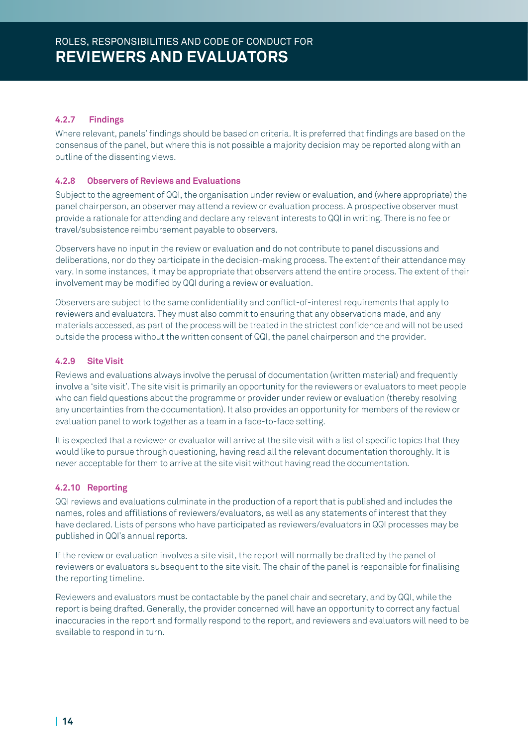#### 4.2.7 Findings

Where relevant, panels' findings should be based on criteria. It is preferred that findings are based on the consensus of the panel, but where this is not possible a majority decision may be reported along with an outline of the dissenting views.

#### 4.2.8 Observers of Reviews and Evaluations

Subject to the agreement of QQI, the organisation under review or evaluation, and (where appropriate) the panel chairperson, an observer may attend a review or evaluation process. A prospective observer must provide a rationale for attending and declare any relevant interests to QQI in writing. There is no fee or travel/subsistence reimbursement payable to observers.

Observers have no input in the review or evaluation and do not contribute to panel discussions and deliberations, nor do they participate in the decision-making process. The extent of their attendance may vary. In some instances, it may be appropriate that observers attend the entire process. The extent of their involvement may be modified by QQI during a review or evaluation.

Observers are subject to the same confidentiality and conflict-of-interest requirements that apply to reviewers and evaluators. They must also commit to ensuring that any observations made, and any materials accessed, as part of the process will be treated in the strictest confidence and will not be used outside the process without the written consent of QQI, the panel chairperson and the provider.

#### 4.2.9 Site Visit

Reviews and evaluations always involve the perusal of documentation (written material) and frequently involve a 'site visit'. The site visit is primarily an opportunity for the reviewers or evaluators to meet people who can field questions about the programme or provider under review or evaluation (thereby resolving any uncertainties from the documentation). It also provides an opportunity for members of the review or evaluation panel to work together as a team in a face-to-face setting.

It is expected that a reviewer or evaluator will arrive at the site visit with a list of specific topics that they would like to pursue through questioning, having read all the relevant documentation thoroughly. It is never acceptable for them to arrive at the site visit without having read the documentation.

#### 4.2.10 Reporting

QQI reviews and evaluations culminate in the production of a report that is published and includes the names, roles and affiliations of reviewers/evaluators, as well as any statements of interest that they have declared. Lists of persons who have participated as reviewers/evaluators in QQI processes may be published in QQI's annual reports.

If the review or evaluation involves a site visit, the report will normally be drafted by the panel of reviewers or evaluators subsequent to the site visit. The chair of the panel is responsible for finalising the reporting timeline.

Reviewers and evaluators must be contactable by the panel chair and secretary, and by QQI, while the report is being drafted. Generally, the provider concerned will have an opportunity to correct any factual inaccuracies in the report and formally respond to the report, and reviewers and evaluators will need to be available to respond in turn.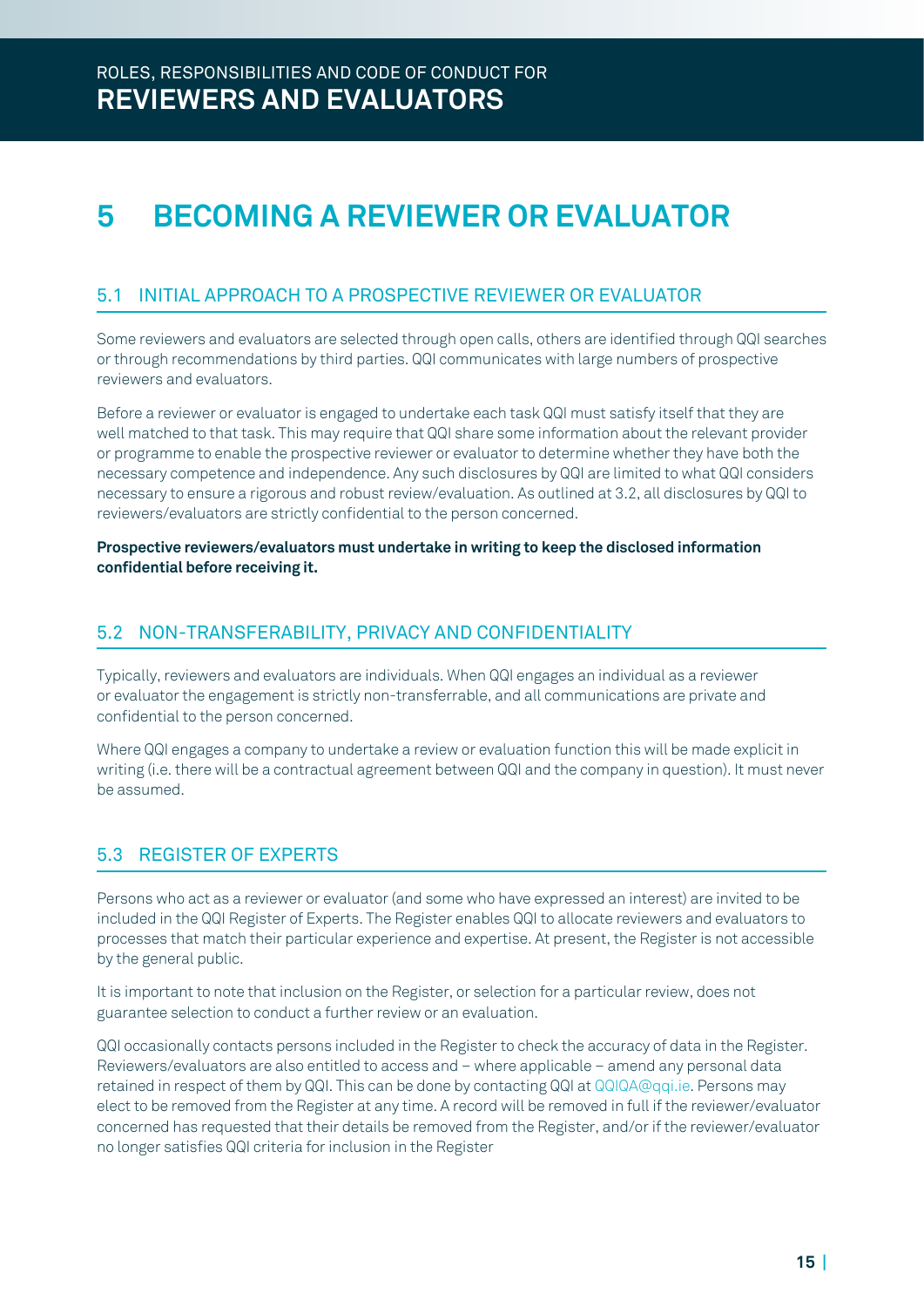# 5 BECOMING A REVIEWER OR EVALUATOR

## 5.1 INITIAL APPROACH TO A PROSPECTIVE REVIEWER OR EVALUATOR

Some reviewers and evaluators are selected through open calls, others are identified through QQI searches or through recommendations by third parties. QQI communicates with large numbers of prospective reviewers and evaluators.

Before a reviewer or evaluator is engaged to undertake each task QQI must satisfy itself that they are well matched to that task. This may require that QQI share some information about the relevant provider or programme to enable the prospective reviewer or evaluator to determine whether they have both the necessary competence and independence. Any such disclosures by QQI are limited to what QQI considers necessary to ensure a rigorous and robust review/evaluation. As outlined at 3.2, all disclosures by QQI to reviewers/evaluators are strictly confidential to the person concerned.

**Prospective reviewers/evaluators must undertake in writing to keep the disclosed information confidential before receiving it.**

## 5.2 NON-TRANSFERABILITY, PRIVACY AND CONFIDENTIALITY

Typically, reviewers and evaluators are individuals. When QQI engages an individual as a reviewer or evaluator the engagement is strictly non-transferrable, and all communications are private and confidential to the person concerned.

Where QQI engages a company to undertake a review or evaluation function this will be made explicit in writing (i.e. there will be a contractual agreement between QQI and the company in question). It must never be assumed.

## 5.3 REGISTER OF EXPERTS

Persons who act as a reviewer or evaluator (and some who have expressed an interest) are invited to be included in the QQI Register of Experts. The Register enables QQI to allocate reviewers and evaluators to processes that match their particular experience and expertise. At present, the Register is not accessible by the general public.

It is important to note that inclusion on the Register, or selection for a particular review, does not guarantee selection to conduct a further review or an evaluation.

QQI occasionally contacts persons included in the Register to check the accuracy of data in the Register. Reviewers/evaluators are also entitled to access and – where applicable – amend any personal data retained in respect of them by QQI. This can be done by contacting QQI at QQIQA@qqi.ie. Persons may elect to be removed from the Register at any time. A record will be removed in full if the reviewer/evaluator concerned has requested that their details be removed from the Register, and/or if the reviewer/evaluator no longer satisfies QQI criteria for inclusion in the Register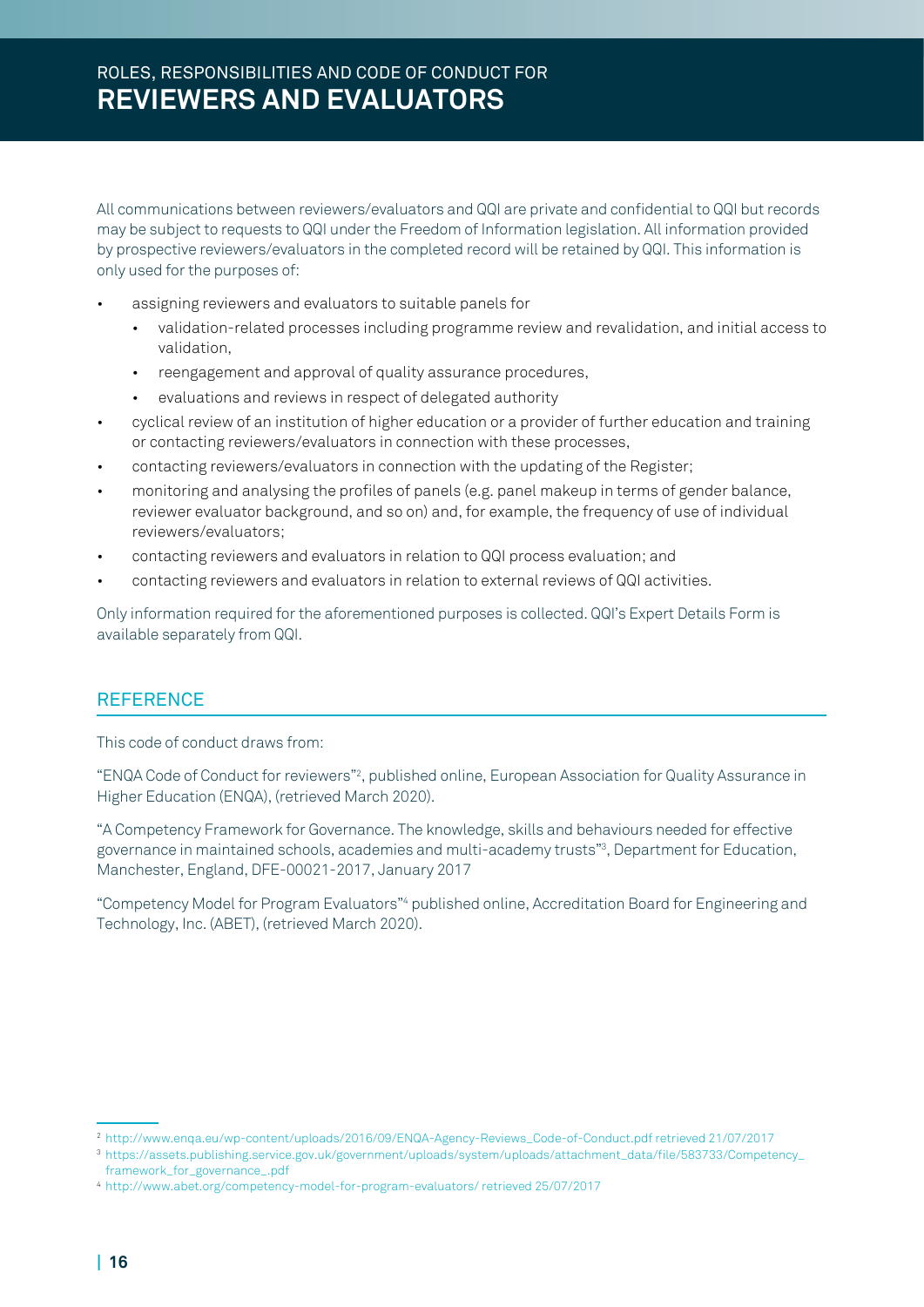All communications between reviewers/evaluators and QQI are private and confidential to QQI but records may be subject to requests to QQI under the Freedom of Information legislation. All information provided by prospective reviewers/evaluators in the completed record will be retained by QQI. This information is only used for the purposes of:

- assigning reviewers and evaluators to suitable panels for
  - validation-related processes including programme review and revalidation, and initial access to validation,
  - reengagement and approval of quality assurance procedures,
  - evaluations and reviews in respect of delegated authority
- cyclical review of an institution of higher education or a provider of further education and training or contacting reviewers/evaluators in connection with these processes,
- contacting reviewers/evaluators in connection with the updating of the Register;
- monitoring and analysing the profiles of panels (e.g. panel makeup in terms of gender balance, reviewer evaluator background, and so on) and, for example, the frequency of use of individual reviewers/evaluators;
- contacting reviewers and evaluators in relation to QQI process evaluation; and
- contacting reviewers and evaluators in relation to external reviews of QQI activities.

Only information required for the aforementioned purposes is collected. QQI's Expert Details Form is available separately from QQI.

## REFERENCE

This code of conduct draws from:

"ENQA Code of Conduct for reviewers"[2], published online, European Association for Quality Assurance in Higher Education (ENQA), (retrieved March 2020).

"A Competency Framework for Governance. The knowledge, skills and behaviours needed for effective governance in maintained schools, academies and multi-academy trusts"[3], Department for Education, Manchester, England, DFE-00021-2017, January 2017

"Competency Model for Program Evaluators"[4] published online, Accreditation Board for Engineering and Technology, Inc. (ABET), (retrieved March 2020).

---

[2] http://www.enqa.eu/wp-content/uploads/2016/09/ENQA-Agency-Reviews_Code-of-Conduct.pdf retrieved 21/07/2017

[3] https://assets.publishing.service.gov.uk/government/uploads/system/uploads/attachment_data/file/583733/Competency_framework_for_governance_.pdf

[4] http://www.abet.org/competency-model-for-program-evaluators/ retrieved 25/07/2017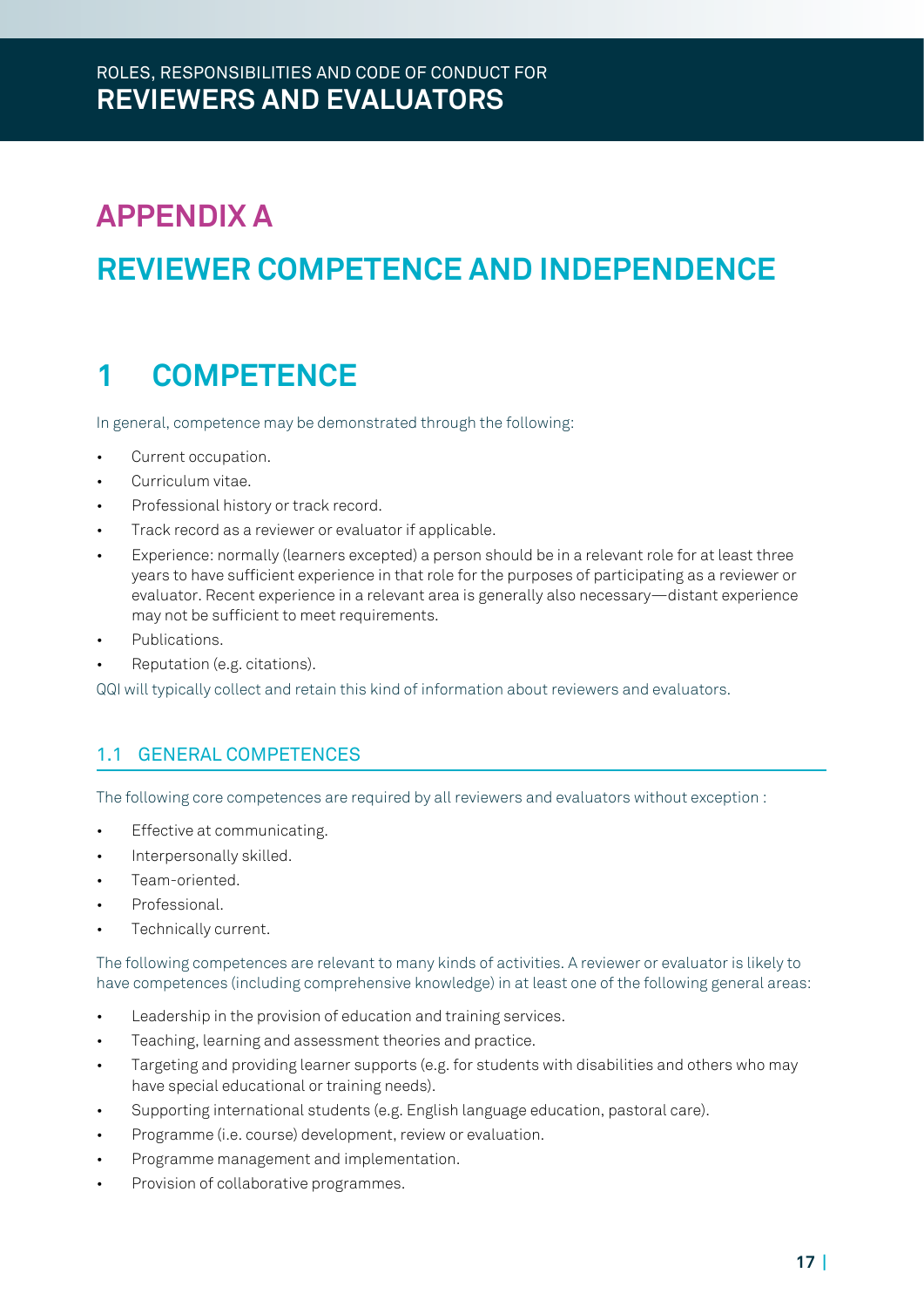# APPENDIX A

# REVIEWER COMPETENCE AND INDEPENDENCE

## 1 COMPETENCE

In general, competence may be demonstrated through the following:

- Current occupation.
- Curriculum vitae.
- Professional history or track record.
- Track record as a reviewer or evaluator if applicable.
- Experience: normally (learners excepted) a person should be in a relevant role for at least three years to have sufficient experience in that role for the purposes of participating as a reviewer or evaluator. Recent experience in a relevant area is generally also necessary—distant experience may not be sufficient to meet requirements.
- Publications.
- Reputation (e.g. citations).

QQI will typically collect and retain this kind of information about reviewers and evaluators.

### 1.1 GENERAL COMPETENCES

The following core competences are required by all reviewers and evaluators without exception :

- Effective at communicating.
- Interpersonally skilled.
- Team-oriented.
- Professional.
- Technically current.

The following competences are relevant to many kinds of activities. A reviewer or evaluator is likely to have competences (including comprehensive knowledge) in at least one of the following general areas:

- Leadership in the provision of education and training services.
- Teaching, learning and assessment theories and practice.
- Targeting and providing learner supports (e.g. for students with disabilities and others who may have special educational or training needs).
- Supporting international students (e.g. English language education, pastoral care).
- Programme (i.e. course) development, review or evaluation.
- Programme management and implementation.
- Provision of collaborative programmes.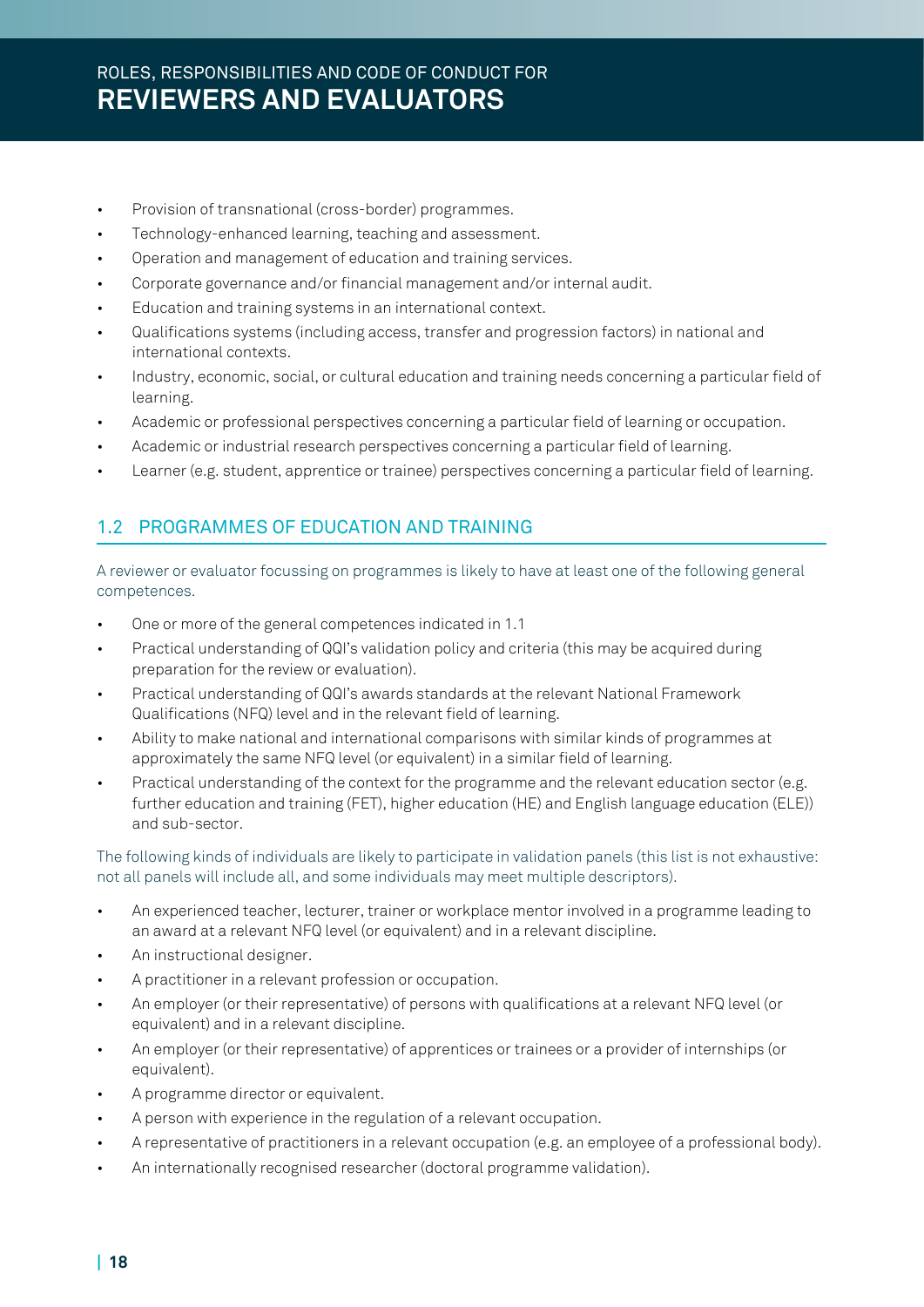- Provision of transnational (cross-border) programmes.
- Technology-enhanced learning, teaching and assessment.
- Operation and management of education and training services.
- Corporate governance and/or financial management and/or internal audit.
- Education and training systems in an international context.
- Qualifications systems (including access, transfer and progression factors) in national and international contexts.
- Industry, economic, social, or cultural education and training needs concerning a particular field of learning.
- Academic or professional perspectives concerning a particular field of learning or occupation.
- Academic or industrial research perspectives concerning a particular field of learning.
- Learner (e.g. student, apprentice or trainee) perspectives concerning a particular field of learning.

## 1.2 PROGRAMMES OF EDUCATION AND TRAINING

A reviewer or evaluator focussing on programmes is likely to have at least one of the following general competences.

- One or more of the general competences indicated in 1.1
- Practical understanding of QQI's validation policy and criteria (this may be acquired during preparation for the review or evaluation).
- Practical understanding of QQI's awards standards at the relevant National Framework Qualifications (NFQ) level and in the relevant field of learning.
- Ability to make national and international comparisons with similar kinds of programmes at approximately the same NFQ level (or equivalent) in a similar field of learning.
- Practical understanding of the context for the programme and the relevant education sector (e.g. further education and training (FET), higher education (HE) and English language education (ELE)) and sub-sector.

The following kinds of individuals are likely to participate in validation panels (this list is not exhaustive: not all panels will include all, and some individuals may meet multiple descriptors).

- An experienced teacher, lecturer, trainer or workplace mentor involved in a programme leading to an award at a relevant NFQ level (or equivalent) and in a relevant discipline.
- An instructional designer.
- A practitioner in a relevant profession or occupation.
- An employer (or their representative) of persons with qualifications at a relevant NFQ level (or equivalent) and in a relevant discipline.
- An employer (or their representative) of apprentices or trainees or a provider of internships (or equivalent).
- A programme director or equivalent.
- A person with experience in the regulation of a relevant occupation.
- A representative of practitioners in a relevant occupation (e.g. an employee of a professional body).
- An internationally recognised researcher (doctoral programme validation).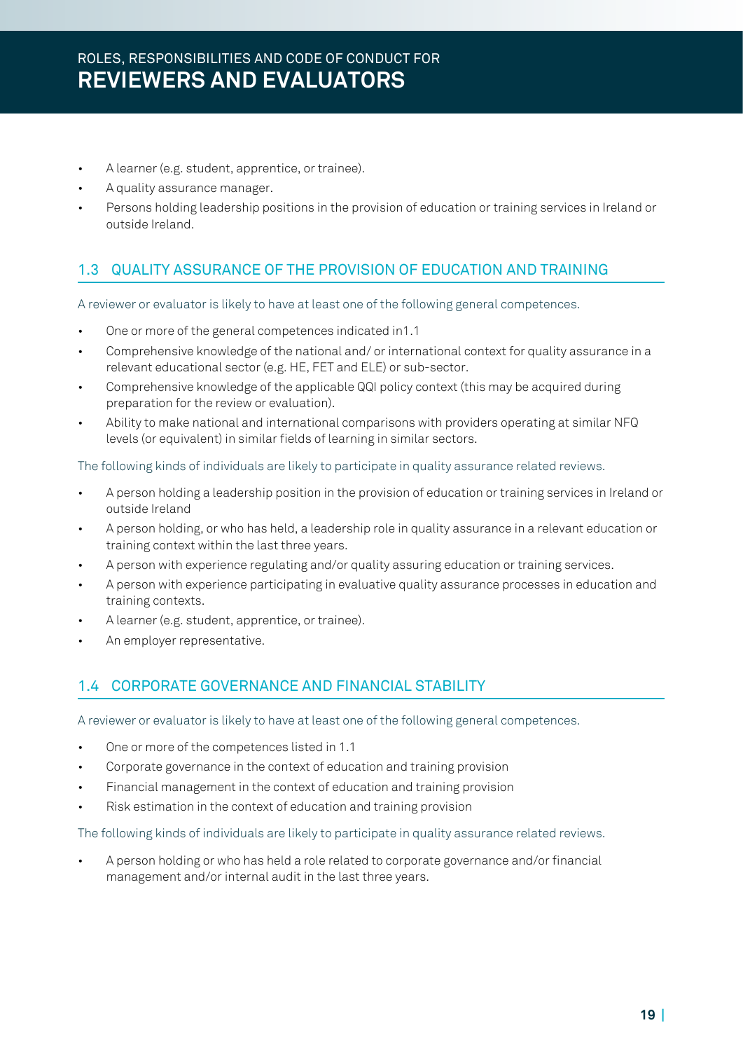- A learner (e.g. student, apprentice, or trainee).
- A quality assurance manager.
- Persons holding leadership positions in the provision of education or training services in Ireland or outside Ireland.

## 1.3 QUALITY ASSURANCE OF THE PROVISION OF EDUCATION AND TRAINING

A reviewer or evaluator is likely to have at least one of the following general competences.

- One or more of the general competences indicated in1.1
- Comprehensive knowledge of the national and/ or international context for quality assurance in a relevant educational sector (e.g. HE, FET and ELE) or sub-sector.
- Comprehensive knowledge of the applicable QQI policy context (this may be acquired during preparation for the review or evaluation).
- Ability to make national and international comparisons with providers operating at similar NFQ levels (or equivalent) in similar fields of learning in similar sectors.

The following kinds of individuals are likely to participate in quality assurance related reviews.

- A person holding a leadership position in the provision of education or training services in Ireland or outside Ireland
- A person holding, or who has held, a leadership role in quality assurance in a relevant education or training context within the last three years.
- A person with experience regulating and/or quality assuring education or training services.
- A person with experience participating in evaluative quality assurance processes in education and training contexts.
- A learner (e.g. student, apprentice, or trainee).
- An employer representative.

## 1.4 CORPORATE GOVERNANCE AND FINANCIAL STABILITY

A reviewer or evaluator is likely to have at least one of the following general competences.

- One or more of the competences listed in 1.1
- Corporate governance in the context of education and training provision
- Financial management in the context of education and training provision
- Risk estimation in the context of education and training provision

The following kinds of individuals are likely to participate in quality assurance related reviews.

- A person holding or who has held a role related to corporate governance and/or financial management and/or internal audit in the last three years.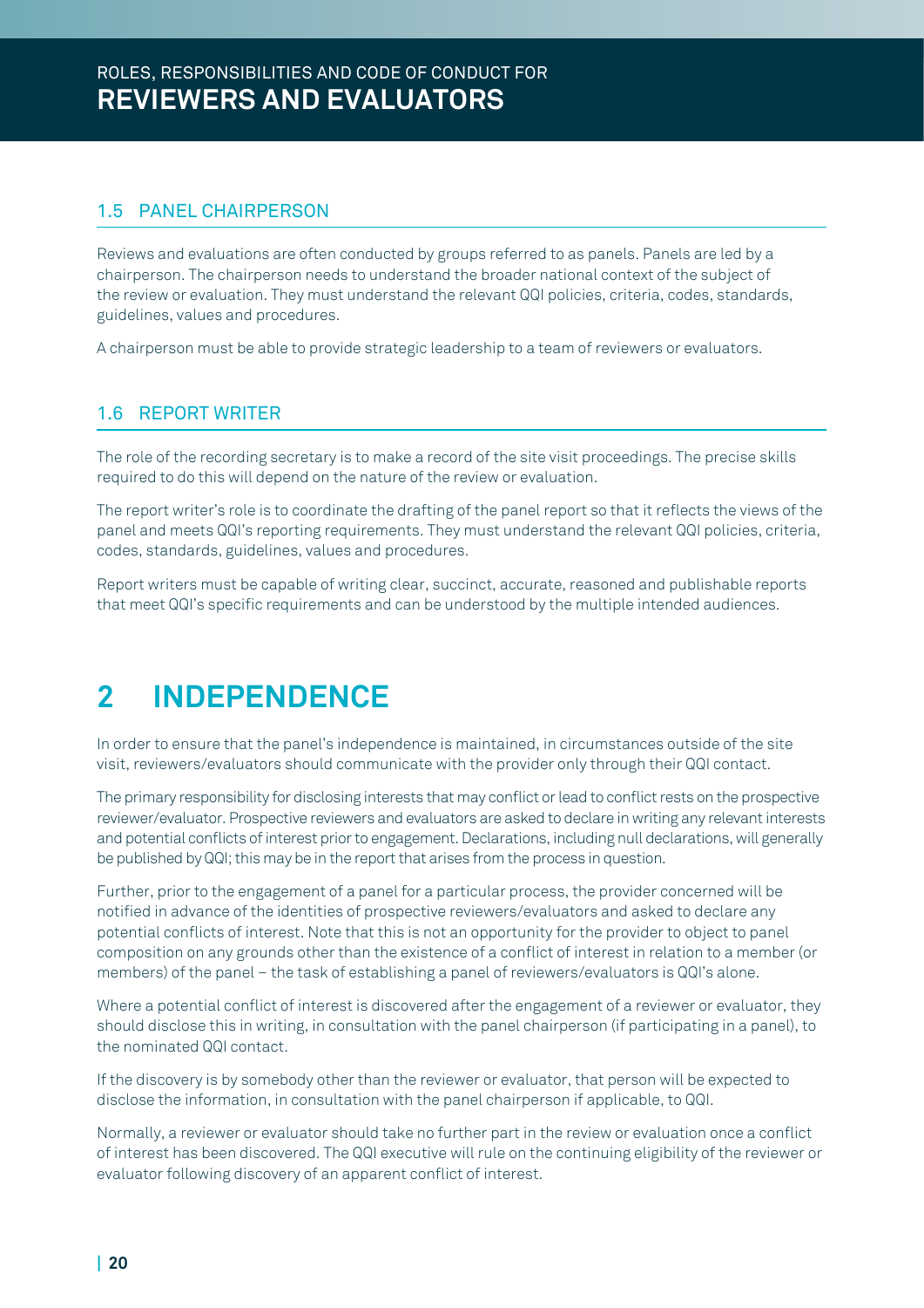### 1.5 PANEL CHAIRPERSON

Reviews and evaluations are often conducted by groups referred to as panels. Panels are led by a chairperson. The chairperson needs to understand the broader national context of the subject of the review or evaluation. They must understand the relevant QQI policies, criteria, codes, standards, guidelines, values and procedures.

A chairperson must be able to provide strategic leadership to a team of reviewers or evaluators.

### 1.6 REPORT WRITER

The role of the recording secretary is to make a record of the site visit proceedings. The precise skills required to do this will depend on the nature of the review or evaluation.

The report writer's role is to coordinate the drafting of the panel report so that it reflects the views of the panel and meets QQI's reporting requirements. They must understand the relevant QQI policies, criteria, codes, standards, guidelines, values and procedures.

Report writers must be capable of writing clear, succinct, accurate, reasoned and publishable reports that meet QQI's specific requirements and can be understood by the multiple intended audiences.

# 2 INDEPENDENCE

In order to ensure that the panel's independence is maintained, in circumstances outside of the site visit, reviewers/evaluators should communicate with the provider only through their QQI contact.

The primary responsibility for disclosing interests that may conflict or lead to conflict rests on the prospective reviewer/evaluator. Prospective reviewers and evaluators are asked to declare in writing any relevant interests and potential conflicts of interest prior to engagement. Declarations, including null declarations, will generally be published by QQI; this may be in the report that arises from the process in question.

Further, prior to the engagement of a panel for a particular process, the provider concerned will be notified in advance of the identities of prospective reviewers/evaluators and asked to declare any potential conflicts of interest. Note that this is not an opportunity for the provider to object to panel composition on any grounds other than the existence of a conflict of interest in relation to a member (or members) of the panel – the task of establishing a panel of reviewers/evaluators is QQI's alone.

Where a potential conflict of interest is discovered after the engagement of a reviewer or evaluator, they should disclose this in writing, in consultation with the panel chairperson (if participating in a panel), to the nominated QQI contact.

If the discovery is by somebody other than the reviewer or evaluator, that person will be expected to disclose the information, in consultation with the panel chairperson if applicable, to QQI.

Normally, a reviewer or evaluator should take no further part in the review or evaluation once a conflict of interest has been discovered. The QQI executive will rule on the continuing eligibility of the reviewer or evaluator following discovery of an apparent conflict of interest.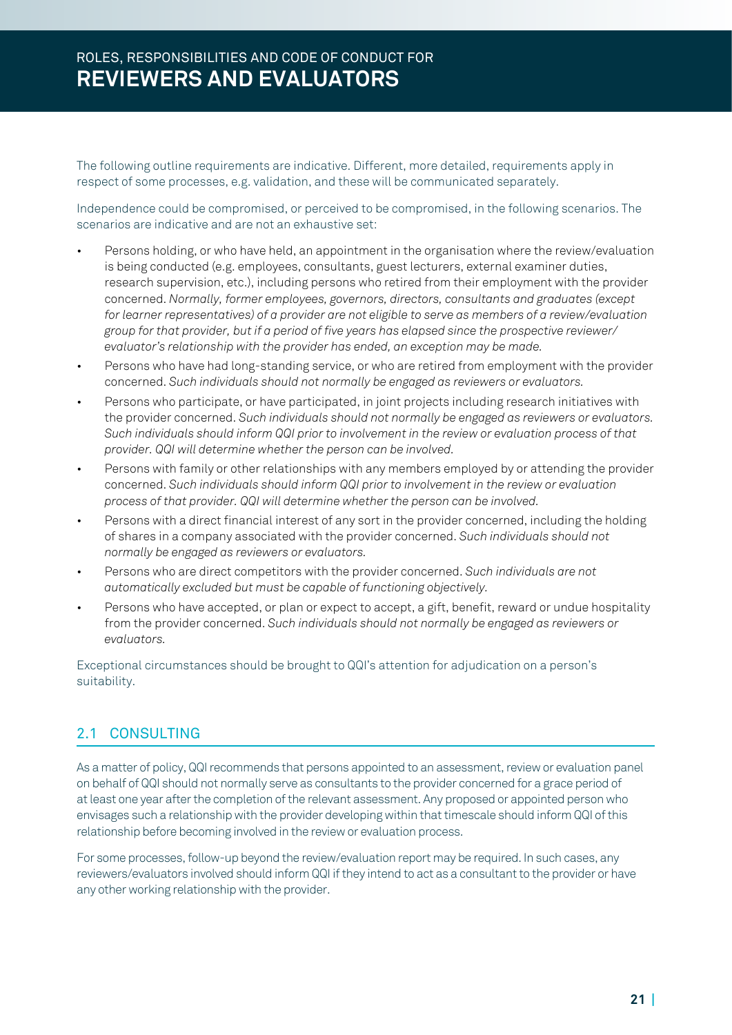The following outline requirements are indicative. Different, more detailed, requirements apply in respect of some processes, e.g. validation, and these will be communicated separately.

Independence could be compromised, or perceived to be compromised, in the following scenarios. The scenarios are indicative and are not an exhaustive set:

- Persons holding, or who have held, an appointment in the organisation where the review/evaluation is being conducted (e.g. employees, consultants, guest lecturers, external examiner duties, research supervision, etc.), including persons who retired from their employment with the provider concerned. *Normally, former employees, governors, directors, consultants and graduates (except for learner representatives) of a provider are not eligible to serve as members of a review/evaluation group for that provider, but if a period of five years has elapsed since the prospective reviewer/evaluator's relationship with the provider has ended, an exception may be made.*
- Persons who have had long-standing service, or who are retired from employment with the provider concerned. *Such individuals should not normally be engaged as reviewers or evaluators.*
- Persons who participate, or have participated, in joint projects including research initiatives with the provider concerned. *Such individuals should not normally be engaged as reviewers or evaluators. Such individuals should inform QQI prior to involvement in the review or evaluation process of that provider. QQI will determine whether the person can be involved.*
- Persons with family or other relationships with any members employed by or attending the provider concerned. *Such individuals should inform QQI prior to involvement in the review or evaluation process of that provider. QQI will determine whether the person can be involved.*
- Persons with a direct financial interest of any sort in the provider concerned, including the holding of shares in a company associated with the provider concerned. *Such individuals should not normally be engaged as reviewers or evaluators.*
- Persons who are direct competitors with the provider concerned. *Such individuals are not automatically excluded but must be capable of functioning objectively.*
- Persons who have accepted, or plan or expect to accept, a gift, benefit, reward or undue hospitality from the provider concerned. *Such individuals should not normally be engaged as reviewers or evaluators.*

Exceptional circumstances should be brought to QQI's attention for adjudication on a person's suitability.

## 2.1 CONSULTING

As a matter of policy, QQI recommends that persons appointed to an assessment, review or evaluation panel on behalf of QQI should not normally serve as consultants to the provider concerned for a grace period of at least one year after the completion of the relevant assessment. Any proposed or appointed person who envisages such a relationship with the provider developing within that timescale should inform QQI of this relationship before becoming involved in the review or evaluation process.

For some processes, follow-up beyond the review/evaluation report may be required. In such cases, any reviewers/evaluators involved should inform QQI if they intend to act as a consultant to the provider or have any other working relationship with the provider.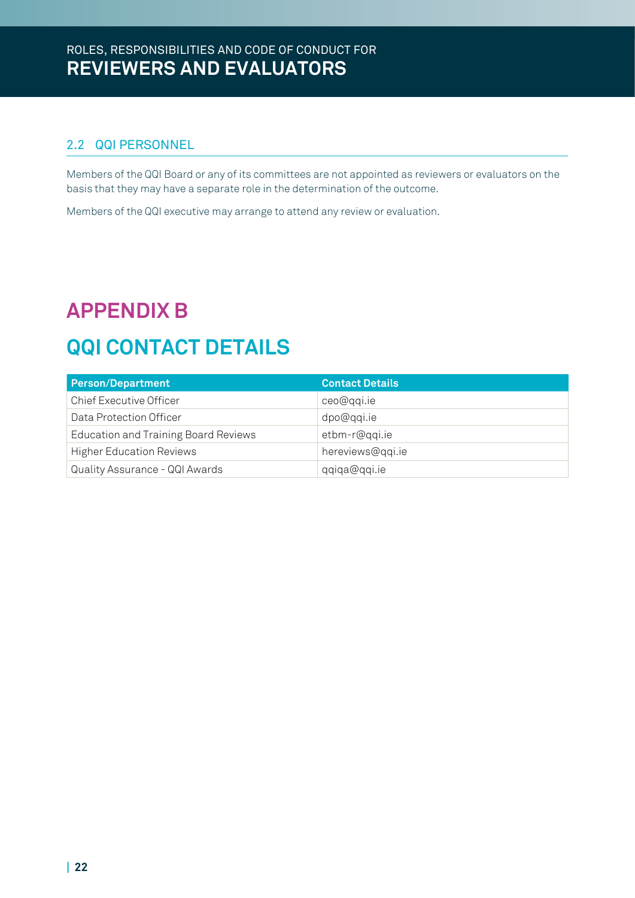### 2.2 QQI PERSONNEL

Members of the QQI Board or any of its committees are not appointed as reviewers or evaluators on the basis that they may have a separate role in the determination of the outcome.

Members of the QQI executive may arrange to attend any review or evaluation.

# APPENDIX B

# QQI CONTACT DETAILS

| Person/Department | Contact Details |
| --- | --- |
| Chief Executive Officer | ceo@qqi.ie |
| Data Protection Officer | dpo@qqi.ie |
| Education and Training Board Reviews | etbm-r@qqi.ie |
| Higher Education Reviews | hereviews@qqi.ie |
| Quality Assurance - QQI Awards | qqiqa@qqi.ie |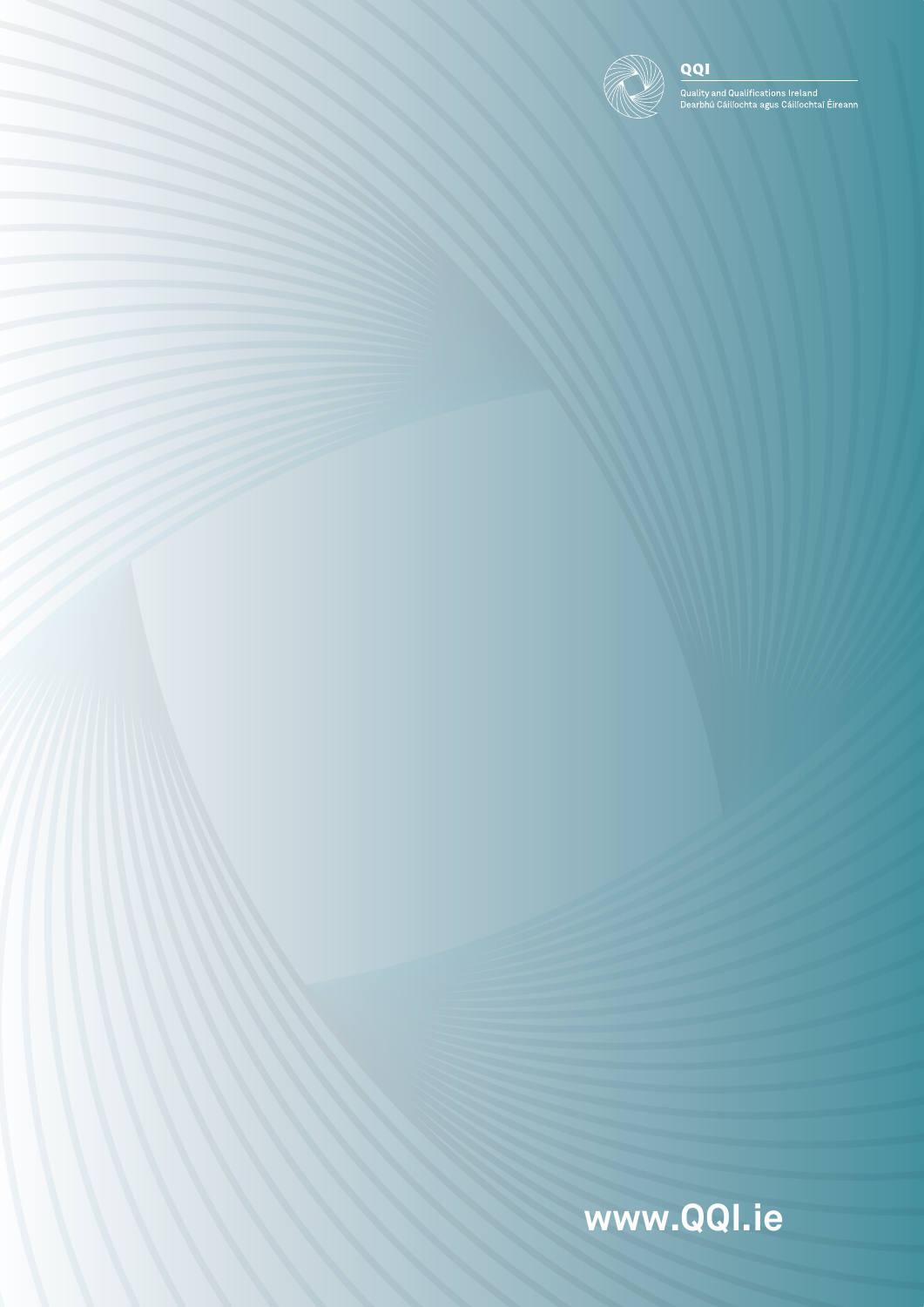QQI

Quality and Qualifications Ireland
Dearbhú Cáilíochta agus Cáilíochtaí Éireann

www.QQI.ie